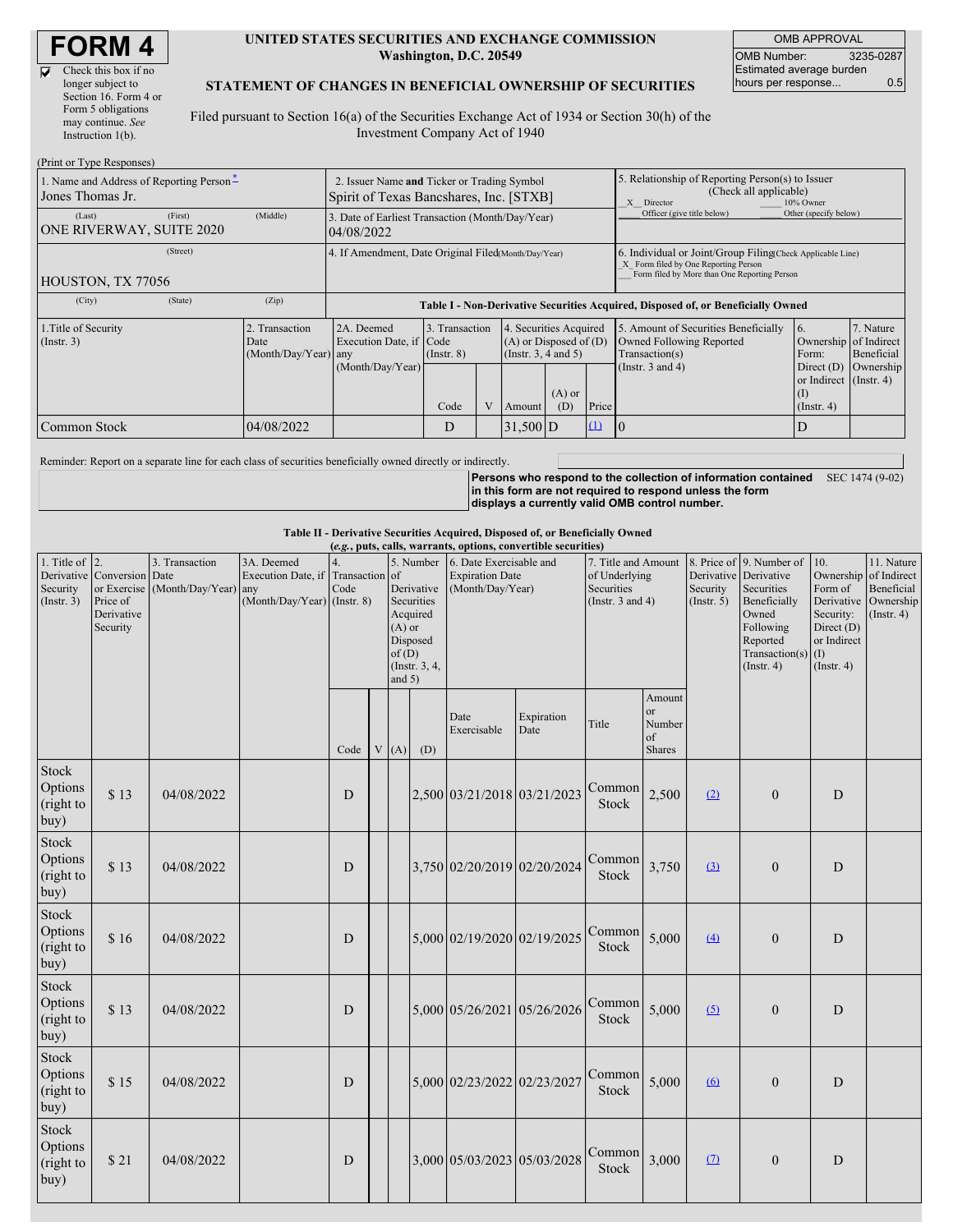# FORM 4

☑ Check this box if no longer subject to Section 16. Form 4 or Form 5 obligations may continue. *See* Instruction 1(b).

**UNITED STATES SECURITIES AND EXCHANGE COMMISSION**
**Washington, D.C. 20549**

**STATEMENT OF CHANGES IN BENEFICIAL OWNERSHIP OF SECURITIES**

Filed pursuant to Section 16(a) of the Securities Exchange Act of 1934 or Section 30(h) of the Investment Company Act of 1940

| OMB APPROVAL | |
|---|---|
| OMB Number: | 3235-0287 |
| Estimated average burden hours per response... | 0.5 |

(Print or Type Responses)

| 1. Name and Address of Reporting Person* | 2. Issuer Name and Ticker or Trading Symbol | 5. Relationship of Reporting Person(s) to Issuer (Check all applicable) |
|---|---|---|
| Jones Thomas Jr. | Spirit of Texas Bancshares, Inc. [STXB] | X Director ___ 10% Owner ___ Officer (give title below) ___ Other (specify below) |
| (Last) (First) (Middle) ONE RIVERWAY, SUITE 2020 | 3. Date of Earliest Transaction (Month/Day/Year) 04/08/2022 | |
| (Street) HOUSTON, TX 77056 | 4. If Amendment, Date Original Filed (Month/Day/Year) | 6. Individual or Joint/Group Filing (Check Applicable Line) X Form filed by One Reporting Person ___ Form filed by More than One Reporting Person |
| (City) (State) (Zip) | | |

**Table I - Non-Derivative Securities Acquired, Disposed of, or Beneficially Owned**

| 1.Title of Security (Instr. 3) | 2. Transaction Date (Month/Day/Year) | 2A. Deemed Execution Date, if any (Month/Day/Year) | 3. Transaction Code (Instr. 8) | | 4. Securities Acquired (A) or Disposed of (D) (Instr. 3, 4 and 5) | | | 5. Amount of Securities Beneficially Owned Following Reported Transaction(s) (Instr. 3 and 4) | 6. Ownership Form: Direct (D) or Indirect (I) (Instr. 4) | 7. Nature of Indirect Beneficial Ownership (Instr. 4) |
|---|---|---|---|---|---|---|---|---|---|---|
| | | | Code | V | Amount | (A) or (D) | Price | | | |
| Common Stock | 04/08/2022 | | D | | 31,500 | D | (1) | 0 | D | |

Reminder: Report on a separate line for each class of securities beneficially owned directly or indirectly.

**Persons who respond to the collection of information contained in this form are not required to respond unless the form displays a currently valid OMB control number.** SEC 1474 (9-02)

**Table II - Derivative Securities Acquired, Disposed of, or Beneficially Owned**
***(e.g.*, puts, calls, warrants, options, convertible securities)**

| 1. Title of Derivative Security (Instr. 3) | 2. Conversion or Exercise Price of Derivative Security | 3. Transaction Date (Month/Day/Year) | 3A. Deemed Execution Date, if any (Month/Day/Year) | 4. Transaction Code (Instr. 8) | | 5. Number of Derivative Securities Acquired (A) or Disposed of (D) (Instr. 3, 4, and 5) | | 6. Date Exercisable and Expiration Date (Month/Day/Year) | | 7. Title and Amount of Underlying Securities (Instr. 3 and 4) | | 8. Price of Derivative Security (Instr. 5) | 9. Number of Derivative Securities Beneficially Owned Following Reported Transaction(s) (Instr. 4) | 10. Ownership Form of Derivative Security: Direct (D) or Indirect (I) (Instr. 4) | 11. Nature of Indirect Beneficial Ownership (Instr. 4) |
|---|---|---|---|---|---|---|---|---|---|---|---|---|---|---|---|
| | | | | Code | V | (A) | (D) | Date Exercisable | Expiration Date | Title | Amount or Number of Shares | | | | |
| Stock Options (right to buy) | $ 13 | 04/08/2022 | | D | | | 2,500 | 03/21/2018 | 03/21/2023 | Common Stock | 2,500 | (2) | 0 | D | |
| Stock Options (right to buy) | $ 13 | 04/08/2022 | | D | | | 3,750 | 02/20/2019 | 02/20/2024 | Common Stock | 3,750 | (3) | 0 | D | |
| Stock Options (right to buy) | $ 16 | 04/08/2022 | | D | | | 5,000 | 02/19/2020 | 02/19/2025 | Common Stock | 5,000 | (4) | 0 | D | |
| Stock Options (right to buy) | $ 13 | 04/08/2022 | | D | | | 5,000 | 05/26/2021 | 05/26/2026 | Common Stock | 5,000 | (5) | 0 | D | |
| Stock Options (right to buy) | $ 15 | 04/08/2022 | | D | | | 5,000 | 02/23/2022 | 02/23/2027 | Common Stock | 5,000 | (6) | 0 | D | |
| Stock Options (right to buy) | $ 21 | 04/08/2022 | | D | | | 3,000 | 05/03/2023 | 05/03/2028 | Common Stock | 3,000 | (7) | 0 | D | |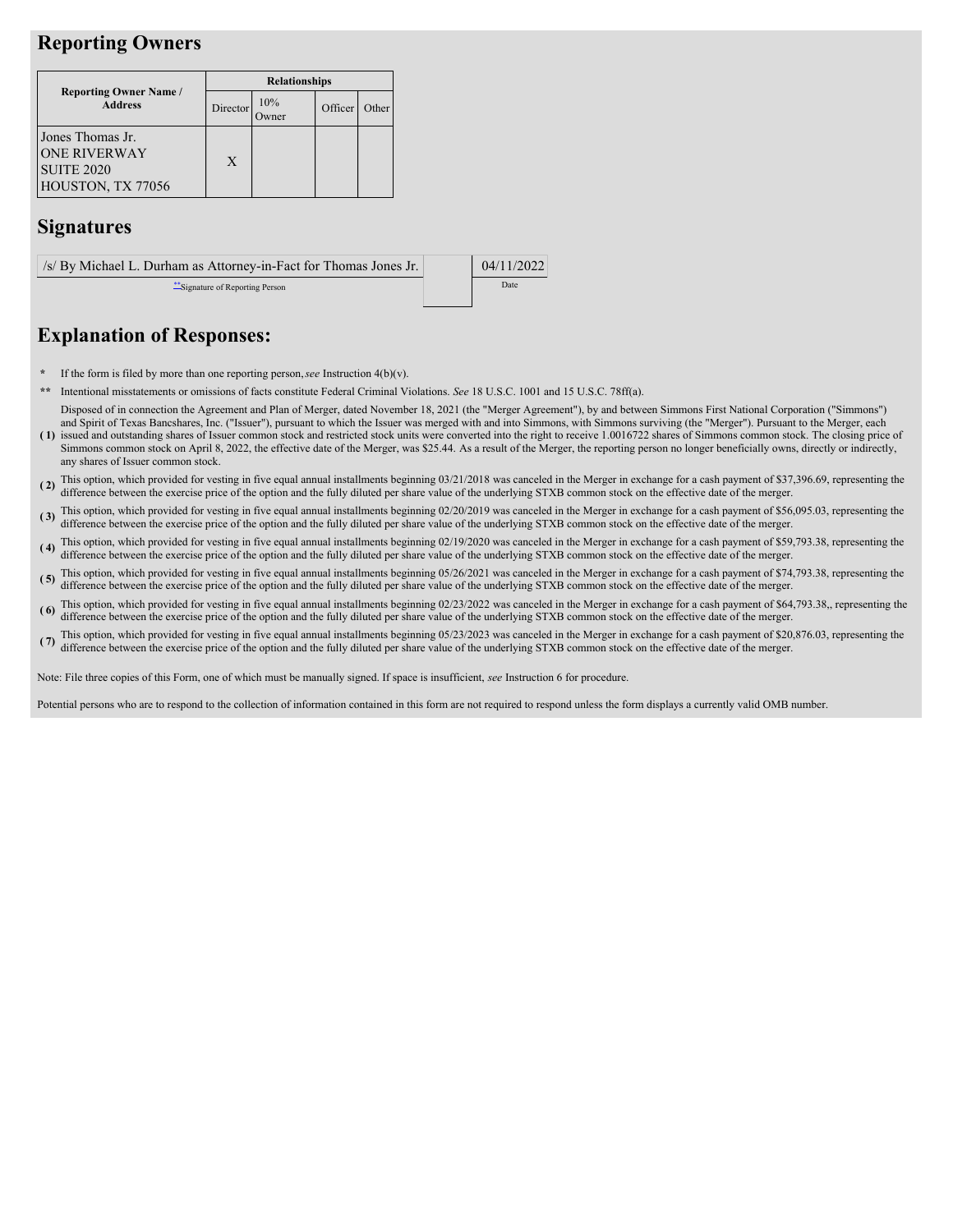## Reporting Owners

| Reporting Owner Name / Address | Relationships | | | |
| --- | --- | --- | --- | --- |
| | Director | 10% Owner | Officer | Other |
| Jones Thomas Jr.<br>ONE RIVERWAY<br>SUITE 2020<br>HOUSTON, TX 77056 | X | | | |

## Signatures

| | | |
| --- | --- | --- |
| /s/ By Michael L. Durham as Attorney-in-Fact for Thomas Jones Jr. | | 04/11/2022 |
| **Signature of Reporting Person | | Date |

## Explanation of Responses:

- \* If the form is filed by more than one reporting person, *see* Instruction 4(b)(v).
- \*\* Intentional misstatements or omissions of facts constitute Federal Criminal Violations. *See* 18 U.S.C. 1001 and 15 U.S.C. 78ff(a).
- ( 1) Disposed of in connection the Agreement and Plan of Merger, dated November 18, 2021 (the "Merger Agreement"), by and between Simmons First National Corporation ("Simmons") and Spirit of Texas Bancshares, Inc. ("Issuer"), pursuant to which the Issuer was merged with and into Simmons, with Simmons surviving (the "Merger"). Pursuant to the Merger, each issued and outstanding shares of Issuer common stock and restricted stock units were converted into the right to receive 1.0016722 shares of Simmons common stock. The closing price of Simmons common stock on April 8, 2022, the effective date of the Merger, was $25.44. As a result of the Merger, the reporting person no longer beneficially owns, directly or indirectly, any shares of Issuer common stock.
- ( 2) This option, which provided for vesting in five equal annual installments beginning 03/21/2018 was canceled in the Merger in exchange for a cash payment of $37,396.69, representing the difference between the exercise price of the option and the fully diluted per share value of the underlying STXB common stock on the effective date of the merger.
- ( 3) This option, which provided for vesting in five equal annual installments beginning 02/20/2019 was canceled in the Merger in exchange for a cash payment of $56,095.03, representing the difference between the exercise price of the option and the fully diluted per share value of the underlying STXB common stock on the effective date of the merger.
- ( 4) This option, which provided for vesting in five equal annual installments beginning 02/19/2020 was canceled in the Merger in exchange for a cash payment of $59,793.38, representing the difference between the exercise price of the option and the fully diluted per share value of the underlying STXB common stock on the effective date of the merger.
- ( 5) This option, which provided for vesting in five equal annual installments beginning 05/26/2021 was canceled in the Merger in exchange for a cash payment of $74,793.38, representing the difference between the exercise price of the option and the fully diluted per share value of the underlying STXB common stock on the effective date of the merger.
- ( 6) This option, which provided for vesting in five equal annual installments beginning 02/23/2022 was canceled in the Merger in exchange for a cash payment of $64,793.38,, representing the difference between the exercise price of the option and the fully diluted per share value of the underlying STXB common stock on the effective date of the merger.
- ( 7) This option, which provided for vesting in five equal annual installments beginning 05/23/2023 was canceled in the Merger in exchange for a cash payment of $20,876.03, representing the difference between the exercise price of the option and the fully diluted per share value of the underlying STXB common stock on the effective date of the merger.

Note: File three copies of this Form, one of which must be manually signed. If space is insufficient, *see* Instruction 6 for procedure.

Potential persons who are to respond to the collection of information contained in this form are not required to respond unless the form displays a currently valid OMB number.